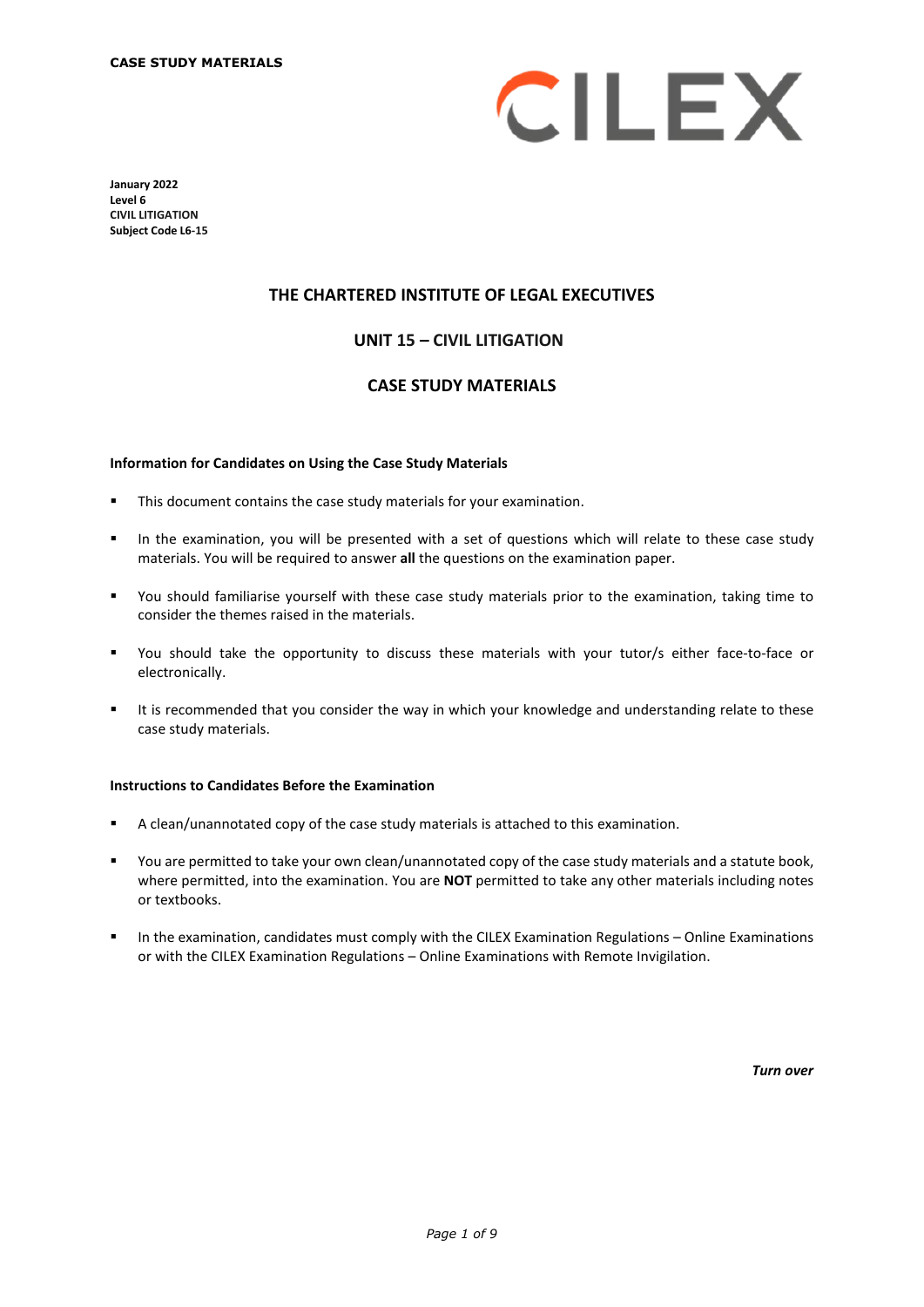**CASE STUDY MATERIALS**

CILEX

**January 2022**
**Level 6**
**CIVIL LITIGATION**
**Subject Code L6-15**

## THE CHARTERED INSTITUTE OF LEGAL EXECUTIVES

## UNIT 15 – CIVIL LITIGATION

## CASE STUDY MATERIALS

**Information for Candidates on Using the Case Study Materials**

- This document contains the case study materials for your examination.
- In the examination, you will be presented with a set of questions which will relate to these case study materials. You will be required to answer **all** the questions on the examination paper.
- You should familiarise yourself with these case study materials prior to the examination, taking time to consider the themes raised in the materials.
- You should take the opportunity to discuss these materials with your tutor/s either face-to-face or electronically.
- It is recommended that you consider the way in which your knowledge and understanding relate to these case study materials.

**Instructions to Candidates Before the Examination**

- A clean/unannotated copy of the case study materials is attached to this examination.
- You are permitted to take your own clean/unannotated copy of the case study materials and a statute book, where permitted, into the examination. You are **NOT** permitted to take any other materials including notes or textbooks.
- In the examination, candidates must comply with the CILEX Examination Regulations – Online Examinations or with the CILEX Examination Regulations – Online Examinations with Remote Invigilation.

***Turn over***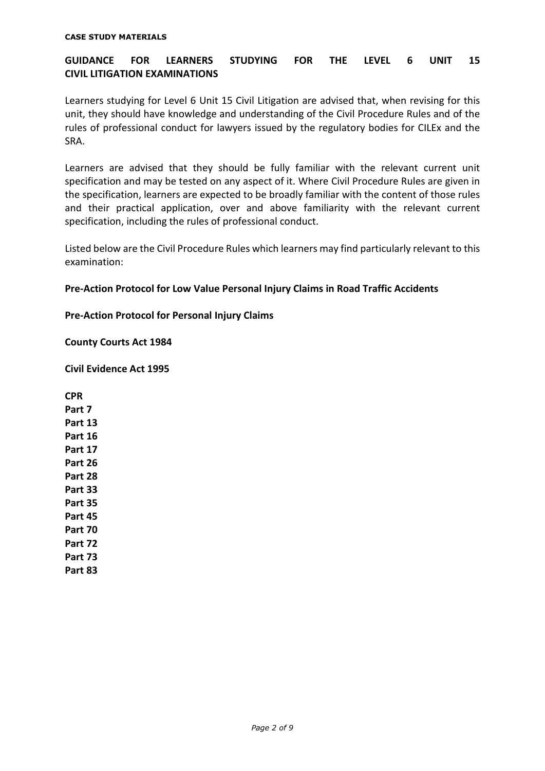**CASE STUDY MATERIALS**

## GUIDANCE FOR LEARNERS STUDYING FOR THE LEVEL 6 UNIT 15 CIVIL LITIGATION EXAMINATIONS

Learners studying for Level 6 Unit 15 Civil Litigation are advised that, when revising for this unit, they should have knowledge and understanding of the Civil Procedure Rules and of the rules of professional conduct for lawyers issued by the regulatory bodies for CILEx and the SRA.

Learners are advised that they should be fully familiar with the relevant current unit specification and may be tested on any aspect of it. Where Civil Procedure Rules are given in the specification, learners are expected to be broadly familiar with the content of those rules and their practical application, over and above familiarity with the relevant current specification, including the rules of professional conduct.

Listed below are the Civil Procedure Rules which learners may find particularly relevant to this examination:

**Pre-Action Protocol for Low Value Personal Injury Claims in Road Traffic Accidents**

**Pre-Action Protocol for Personal Injury Claims**

**County Courts Act 1984**

**Civil Evidence Act 1995**

**CPR**
**Part 7**
**Part 13**
**Part 16**
**Part 17**
**Part 26**
**Part 28**
**Part 33**
**Part 35**
**Part 45**
**Part 70**
**Part 72**
**Part 73**
**Part 83**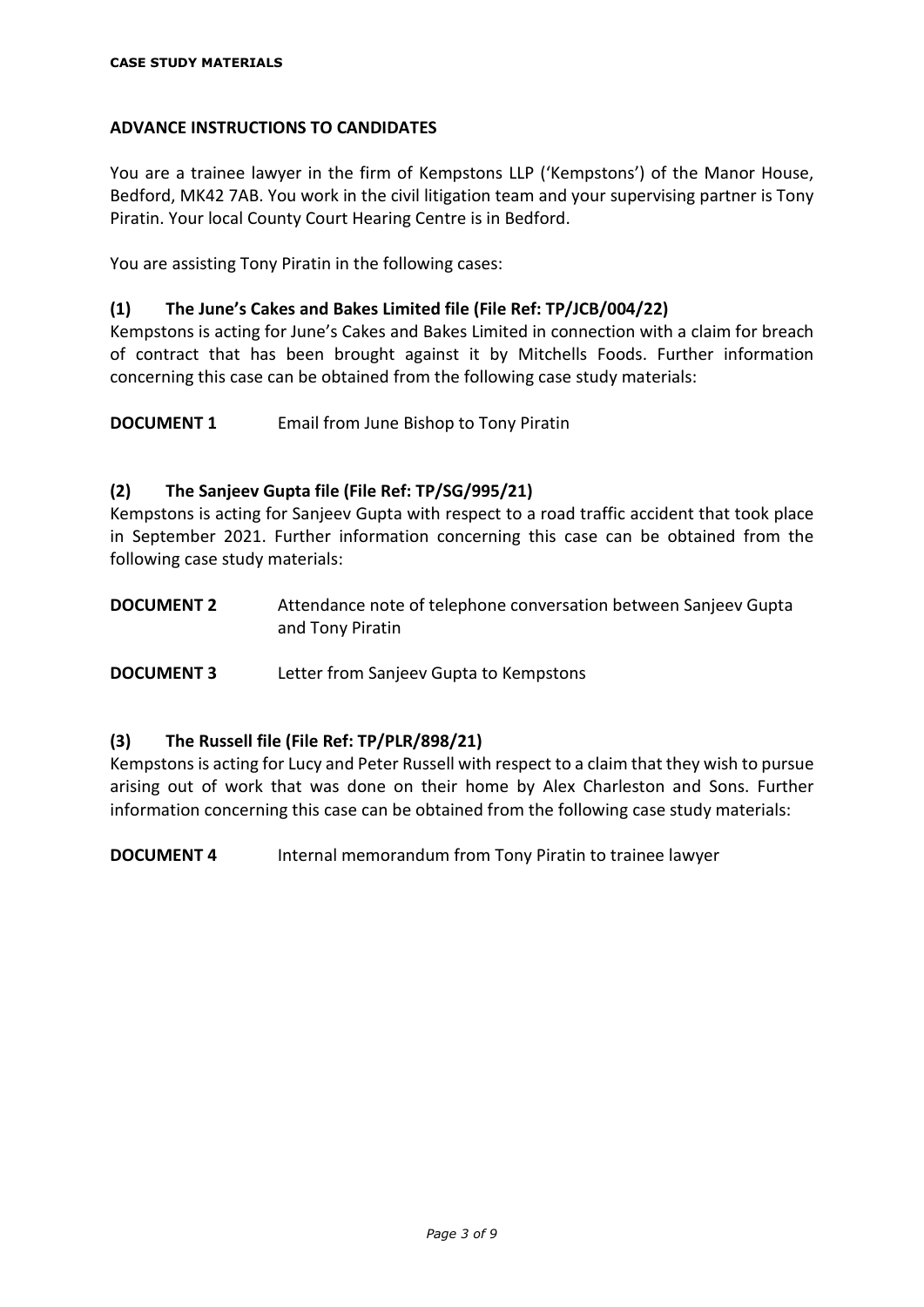**CASE STUDY MATERIALS**

## ADVANCE INSTRUCTIONS TO CANDIDATES

You are a trainee lawyer in the firm of Kempstons LLP ('Kempstons') of the Manor House, Bedford, MK42 7AB. You work in the civil litigation team and your supervising partner is Tony Piratin. Your local County Court Hearing Centre is in Bedford.

You are assisting Tony Piratin in the following cases:

### (1) The June's Cakes and Bakes Limited file (File Ref: TP/JCB/004/22)

Kempstons is acting for June's Cakes and Bakes Limited in connection with a claim for breach of contract that has been brought against it by Mitchells Foods. Further information concerning this case can be obtained from the following case study materials:

**DOCUMENT 1** Email from June Bishop to Tony Piratin

### (2) The Sanjeev Gupta file (File Ref: TP/SG/995/21)

Kempstons is acting for Sanjeev Gupta with respect to a road traffic accident that took place in September 2021. Further information concerning this case can be obtained from the following case study materials:

**DOCUMENT 2** Attendance note of telephone conversation between Sanjeev Gupta and Tony Piratin

**DOCUMENT 3** Letter from Sanjeev Gupta to Kempstons

### (3) The Russell file (File Ref: TP/PLR/898/21)

Kempstons is acting for Lucy and Peter Russell with respect to a claim that they wish to pursue arising out of work that was done on their home by Alex Charleston and Sons. Further information concerning this case can be obtained from the following case study materials:

**DOCUMENT 4** Internal memorandum from Tony Piratin to trainee lawyer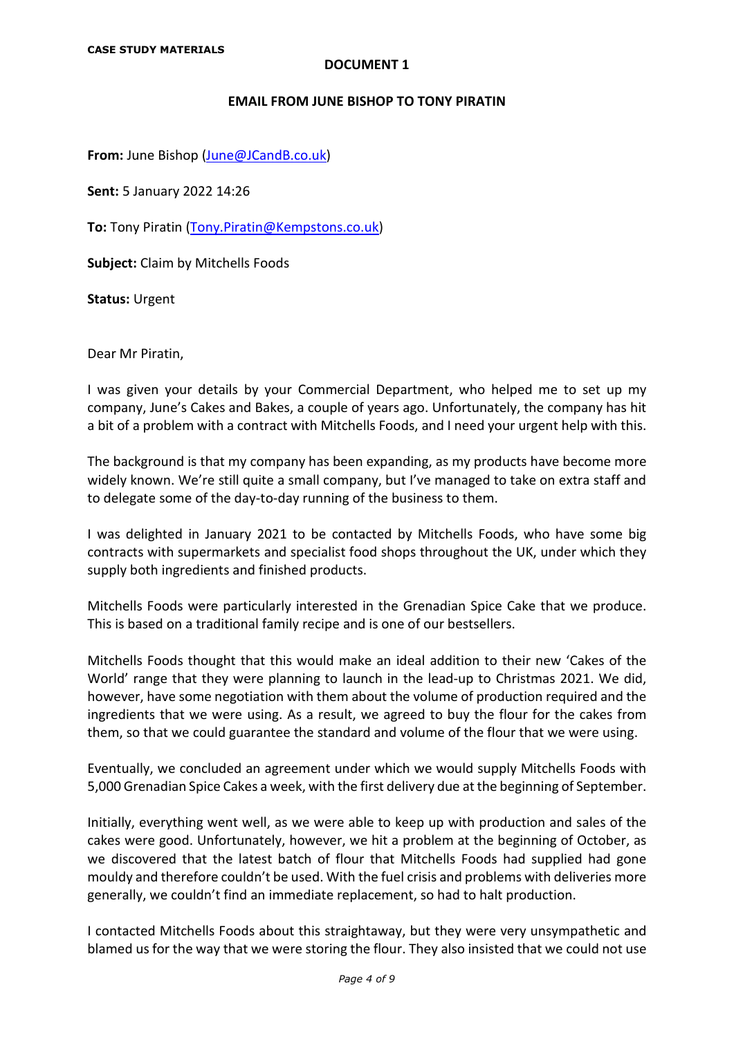**CASE STUDY MATERIALS**

**DOCUMENT 1**

**EMAIL FROM JUNE BISHOP TO TONY PIRATIN**

**From:** June Bishop (June@JCandB.co.uk)

**Sent:** 5 January 2022 14:26

**To:** Tony Piratin (Tony.Piratin@Kempstons.co.uk)

**Subject:** Claim by Mitchells Foods

**Status:** Urgent

Dear Mr Piratin,

I was given your details by your Commercial Department, who helped me to set up my company, June's Cakes and Bakes, a couple of years ago. Unfortunately, the company has hit a bit of a problem with a contract with Mitchells Foods, and I need your urgent help with this.

The background is that my company has been expanding, as my products have become more widely known. We're still quite a small company, but I've managed to take on extra staff and to delegate some of the day-to-day running of the business to them.

I was delighted in January 2021 to be contacted by Mitchells Foods, who have some big contracts with supermarkets and specialist food shops throughout the UK, under which they supply both ingredients and finished products.

Mitchells Foods were particularly interested in the Grenadian Spice Cake that we produce. This is based on a traditional family recipe and is one of our bestsellers.

Mitchells Foods thought that this would make an ideal addition to their new 'Cakes of the World' range that they were planning to launch in the lead-up to Christmas 2021. We did, however, have some negotiation with them about the volume of production required and the ingredients that we were using. As a result, we agreed to buy the flour for the cakes from them, so that we could guarantee the standard and volume of the flour that we were using.

Eventually, we concluded an agreement under which we would supply Mitchells Foods with 5,000 Grenadian Spice Cakes a week, with the first delivery due at the beginning of September.

Initially, everything went well, as we were able to keep up with production and sales of the cakes were good. Unfortunately, however, we hit a problem at the beginning of October, as we discovered that the latest batch of flour that Mitchells Foods had supplied had gone mouldy and therefore couldn't be used. With the fuel crisis and problems with deliveries more generally, we couldn't find an immediate replacement, so had to halt production.

I contacted Mitchells Foods about this straightaway, but they were very unsympathetic and blamed us for the way that we were storing the flour. They also insisted that we could not use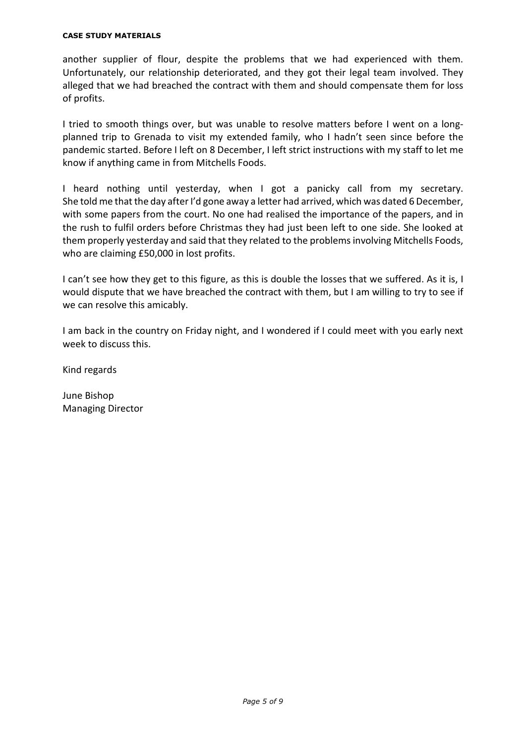another supplier of flour, despite the problems that we had experienced with them. Unfortunately, our relationship deteriorated, and they got their legal team involved. They alleged that we had breached the contract with them and should compensate them for loss of profits.

I tried to smooth things over, but was unable to resolve matters before I went on a long-planned trip to Grenada to visit my extended family, who I hadn't seen since before the pandemic started. Before I left on 8 December, I left strict instructions with my staff to let me know if anything came in from Mitchells Foods.

I heard nothing until yesterday, when I got a panicky call from my secretary. She told me that the day after I'd gone away a letter had arrived, which was dated 6 December, with some papers from the court. No one had realised the importance of the papers, and in the rush to fulfil orders before Christmas they had just been left to one side. She looked at them properly yesterday and said that they related to the problems involving Mitchells Foods, who are claiming £50,000 in lost profits.

I can't see how they get to this figure, as this is double the losses that we suffered. As it is, I would dispute that we have breached the contract with them, but I am willing to try to see if we can resolve this amicably.

I am back in the country on Friday night, and I wondered if I could meet with you early next week to discuss this.

Kind regards

June Bishop
Managing Director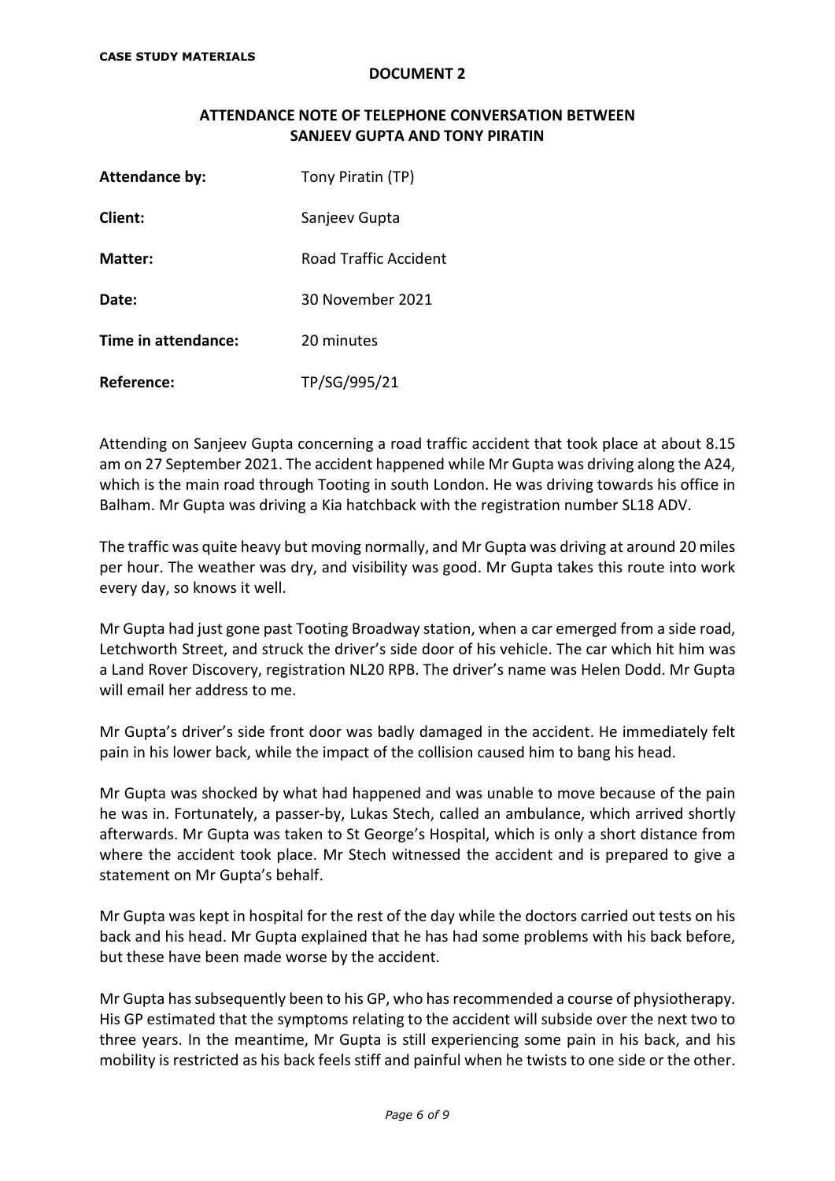**CASE STUDY MATERIALS**

**DOCUMENT 2**

## ATTENDANCE NOTE OF TELEPHONE CONVERSATION BETWEEN SANJEEV GUPTA AND TONY PIRATIN

| | |
|---|---|
| **Attendance by:** | Tony Piratin (TP) |
| **Client:** | Sanjeev Gupta |
| **Matter:** | Road Traffic Accident |
| **Date:** | 30 November 2021 |
| **Time in attendance:** | 20 minutes |
| **Reference:** | TP/SG/995/21 |

Attending on Sanjeev Gupta concerning a road traffic accident that took place at about 8.15 am on 27 September 2021. The accident happened while Mr Gupta was driving along the A24, which is the main road through Tooting in south London. He was driving towards his office in Balham. Mr Gupta was driving a Kia hatchback with the registration number SL18 ADV.

The traffic was quite heavy but moving normally, and Mr Gupta was driving at around 20 miles per hour. The weather was dry, and visibility was good. Mr Gupta takes this route into work every day, so knows it well.

Mr Gupta had just gone past Tooting Broadway station, when a car emerged from a side road, Letchworth Street, and struck the driver's side door of his vehicle. The car which hit him was a Land Rover Discovery, registration NL20 RPB. The driver's name was Helen Dodd. Mr Gupta will email her address to me.

Mr Gupta's driver's side front door was badly damaged in the accident. He immediately felt pain in his lower back, while the impact of the collision caused him to bang his head.

Mr Gupta was shocked by what had happened and was unable to move because of the pain he was in. Fortunately, a passer-by, Lukas Stech, called an ambulance, which arrived shortly afterwards. Mr Gupta was taken to St George's Hospital, which is only a short distance from where the accident took place. Mr Stech witnessed the accident and is prepared to give a statement on Mr Gupta's behalf.

Mr Gupta was kept in hospital for the rest of the day while the doctors carried out tests on his back and his head. Mr Gupta explained that he has had some problems with his back before, but these have been made worse by the accident.

Mr Gupta has subsequently been to his GP, who has recommended a course of physiotherapy. His GP estimated that the symptoms relating to the accident will subside over the next two to three years. In the meantime, Mr Gupta is still experiencing some pain in his back, and his mobility is restricted as his back feels stiff and painful when he twists to one side or the other.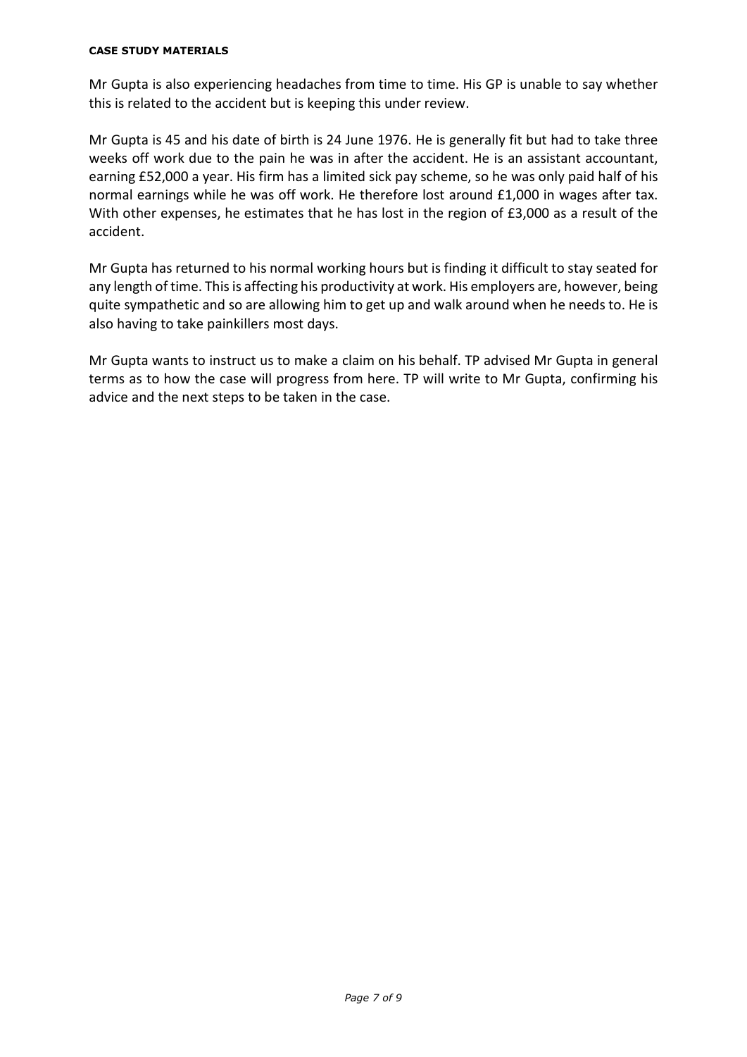Mr Gupta is also experiencing headaches from time to time. His GP is unable to say whether this is related to the accident but is keeping this under review.

Mr Gupta is 45 and his date of birth is 24 June 1976. He is generally fit but had to take three weeks off work due to the pain he was in after the accident. He is an assistant accountant, earning £52,000 a year. His firm has a limited sick pay scheme, so he was only paid half of his normal earnings while he was off work. He therefore lost around £1,000 in wages after tax. With other expenses, he estimates that he has lost in the region of £3,000 as a result of the accident.

Mr Gupta has returned to his normal working hours but is finding it difficult to stay seated for any length of time. This is affecting his productivity at work. His employers are, however, being quite sympathetic and so are allowing him to get up and walk around when he needs to. He is also having to take painkillers most days.

Mr Gupta wants to instruct us to make a claim on his behalf. TP advised Mr Gupta in general terms as to how the case will progress from here. TP will write to Mr Gupta, confirming his advice and the next steps to be taken in the case.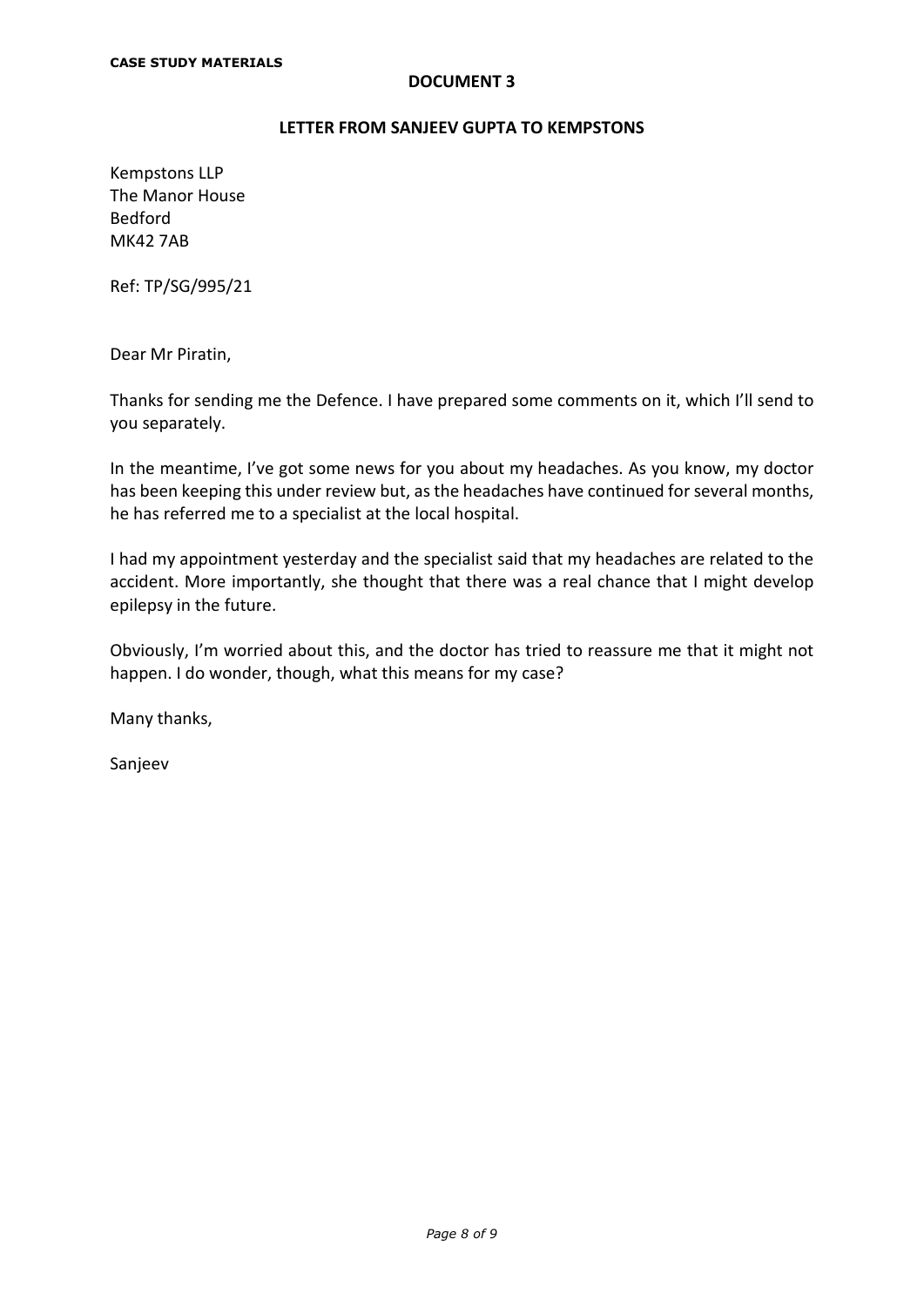**CASE STUDY MATERIALS**

**DOCUMENT 3**

**LETTER FROM SANJEEV GUPTA TO KEMPSTONS**

Kempstons LLP
The Manor House
Bedford
MK42 7AB

Ref: TP/SG/995/21

Dear Mr Piratin,

Thanks for sending me the Defence. I have prepared some comments on it, which I'll send to you separately.

In the meantime, I've got some news for you about my headaches. As you know, my doctor has been keeping this under review but, as the headaches have continued for several months, he has referred me to a specialist at the local hospital.

I had my appointment yesterday and the specialist said that my headaches are related to the accident. More importantly, she thought that there was a real chance that I might develop epilepsy in the future.

Obviously, I'm worried about this, and the doctor has tried to reassure me that it might not happen. I do wonder, though, what this means for my case?

Many thanks,

Sanjeev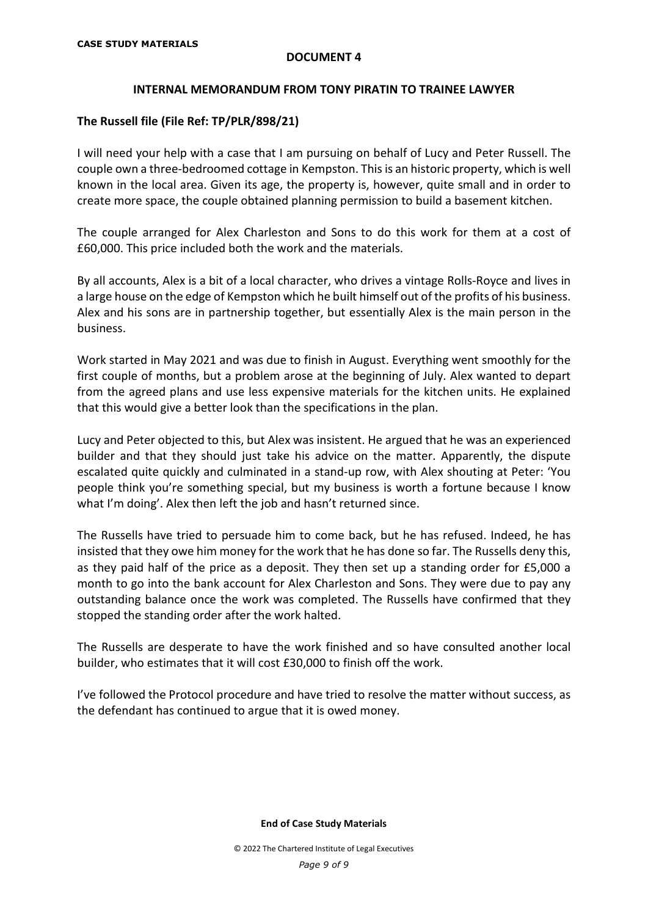**CASE STUDY MATERIALS**

**DOCUMENT 4**

**INTERNAL MEMORANDUM FROM TONY PIRATIN TO TRAINEE LAWYER**

**The Russell file (File Ref: TP/PLR/898/21)**

I will need your help with a case that I am pursuing on behalf of Lucy and Peter Russell. The couple own a three-bedroomed cottage in Kempston. This is an historic property, which is well known in the local area. Given its age, the property is, however, quite small and in order to create more space, the couple obtained planning permission to build a basement kitchen.

The couple arranged for Alex Charleston and Sons to do this work for them at a cost of £60,000. This price included both the work and the materials.

By all accounts, Alex is a bit of a local character, who drives a vintage Rolls-Royce and lives in a large house on the edge of Kempston which he built himself out of the profits of his business. Alex and his sons are in partnership together, but essentially Alex is the main person in the business.

Work started in May 2021 and was due to finish in August. Everything went smoothly for the first couple of months, but a problem arose at the beginning of July. Alex wanted to depart from the agreed plans and use less expensive materials for the kitchen units. He explained that this would give a better look than the specifications in the plan.

Lucy and Peter objected to this, but Alex was insistent. He argued that he was an experienced builder and that they should just take his advice on the matter. Apparently, the dispute escalated quite quickly and culminated in a stand-up row, with Alex shouting at Peter: 'You people think you're something special, but my business is worth a fortune because I know what I'm doing'. Alex then left the job and hasn't returned since.

The Russells have tried to persuade him to come back, but he has refused. Indeed, he has insisted that they owe him money for the work that he has done so far. The Russells deny this, as they paid half of the price as a deposit. They then set up a standing order for £5,000 a month to go into the bank account for Alex Charleston and Sons. They were due to pay any outstanding balance once the work was completed. The Russells have confirmed that they stopped the standing order after the work halted.

The Russells are desperate to have the work finished and so have consulted another local builder, who estimates that it will cost £30,000 to finish off the work.

I've followed the Protocol procedure and have tried to resolve the matter without success, as the defendant has continued to argue that it is owed money.

**End of Case Study Materials**

© 2022 The Chartered Institute of Legal Executives